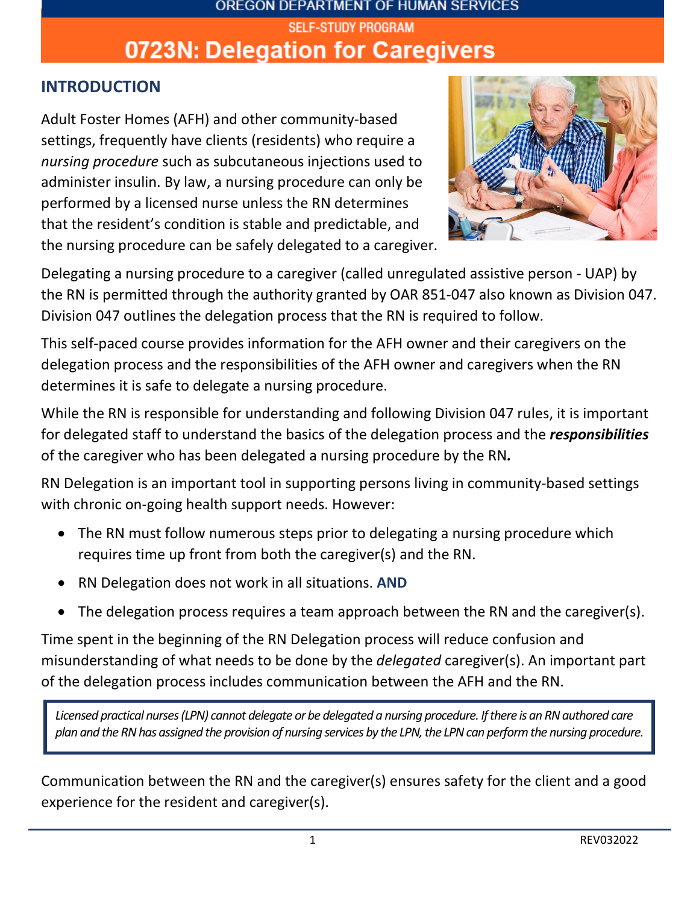OREGON DEPARTMENT OF HUMAN SERVICES

SELF-STUDY PROGRAM

# 0723N: Delegation for Caregivers

## INTRODUCTION

Adult Foster Homes (AFH) and other community-based settings, frequently have clients (residents) who require a *nursing procedure* such as subcutaneous injections used to administer insulin. By law, a nursing procedure can only be performed by a licensed nurse unless the RN determines that the resident's condition is stable and predictable, and the nursing procedure can be safely delegated to a caregiver.

Delegating a nursing procedure to a caregiver (called unregulated assistive person - UAP) by the RN is permitted through the authority granted by OAR 851-047 also known as Division 047. Division 047 outlines the delegation process that the RN is required to follow.

This self-paced course provides information for the AFH owner and their caregivers on the delegation process and the responsibilities of the AFH owner and caregivers when the RN determines it is safe to delegate a nursing procedure.

While the RN is responsible for understanding and following Division 047 rules, it is important for delegated staff to understand the basics of the delegation process and the ***responsibilities*** of the caregiver who has been delegated a nursing procedure by the RN***.***

RN Delegation is an important tool in supporting persons living in community-based settings with chronic on-going health support needs. However:

- The RN must follow numerous steps prior to delegating a nursing procedure which requires time up front from both the caregiver(s) and the RN.
- RN Delegation does not work in all situations. **AND**
- The delegation process requires a team approach between the RN and the caregiver(s).

Time spent in the beginning of the RN Delegation process will reduce confusion and misunderstanding of what needs to be done by the *delegated* caregiver(s). An important part of the delegation process includes communication between the AFH and the RN.

> *Licensed practical nurses (LPN) cannot delegate or be delegated a nursing procedure. If there is an RN authored care plan and the RN has assigned the provision of nursing services by the LPN, the LPN can perform the nursing procedure.*

Communication between the RN and the caregiver(s) ensures safety for the client and a good experience for the resident and caregiver(s).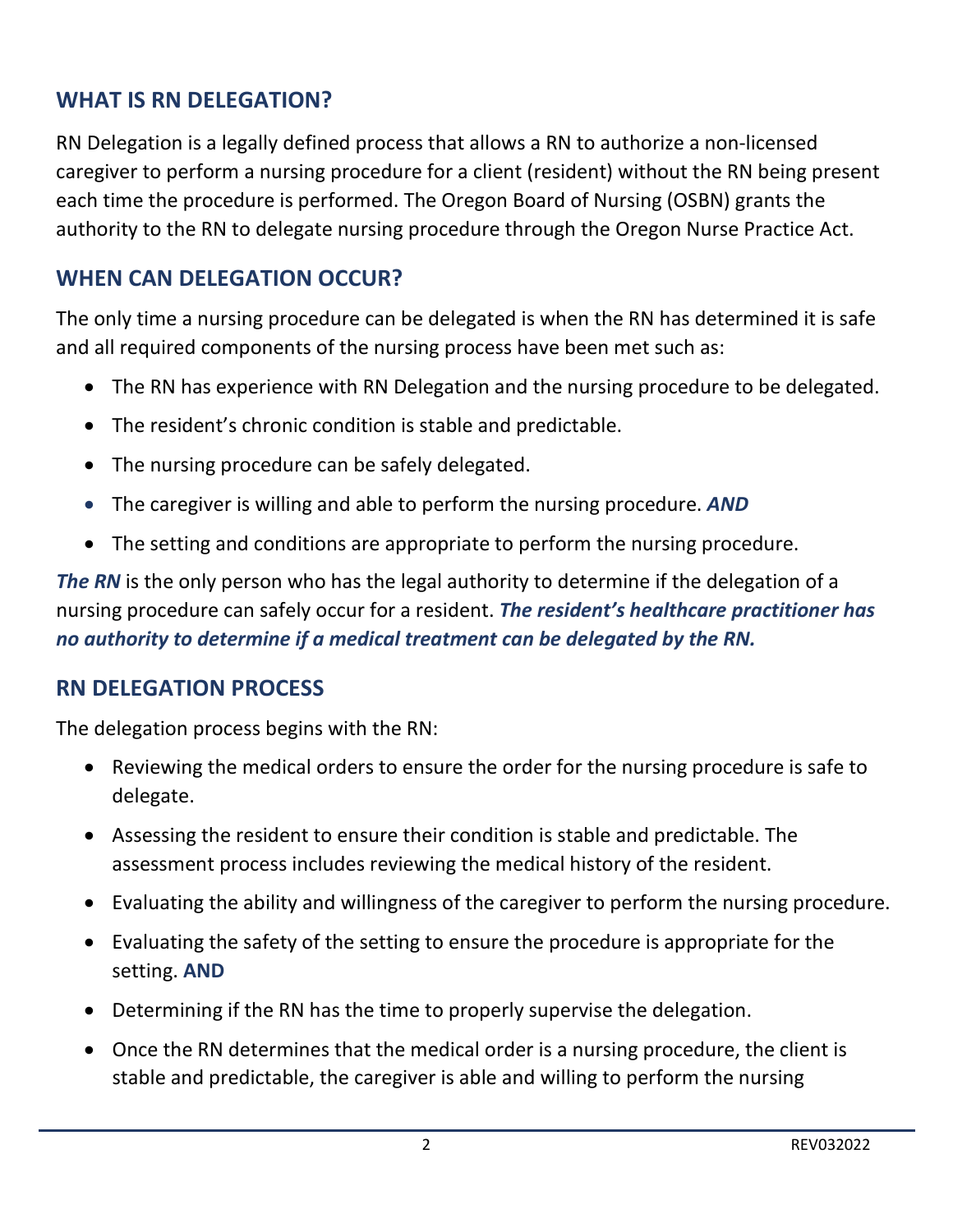## WHAT IS RN DELEGATION?

RN Delegation is a legally defined process that allows a RN to authorize a non-licensed caregiver to perform a nursing procedure for a client (resident) without the RN being present each time the procedure is performed. The Oregon Board of Nursing (OSBN) grants the authority to the RN to delegate nursing procedure through the Oregon Nurse Practice Act.

## WHEN CAN DELEGATION OCCUR?

The only time a nursing procedure can be delegated is when the RN has determined it is safe and all required components of the nursing process have been met such as:

- The RN has experience with RN Delegation and the nursing procedure to be delegated.
- The resident's chronic condition is stable and predictable.
- The nursing procedure can be safely delegated.
- The caregiver is willing and able to perform the nursing procedure. ***AND***
- The setting and conditions are appropriate to perform the nursing procedure.

***The RN*** is the only person who has the legal authority to determine if the delegation of a nursing procedure can safely occur for a resident. ***The resident's healthcare practitioner has no authority to determine if a medical treatment can be delegated by the RN.***

## RN DELEGATION PROCESS

The delegation process begins with the RN:

- Reviewing the medical orders to ensure the order for the nursing procedure is safe to delegate.
- Assessing the resident to ensure their condition is stable and predictable. The assessment process includes reviewing the medical history of the resident.
- Evaluating the ability and willingness of the caregiver to perform the nursing procedure.
- Evaluating the safety of the setting to ensure the procedure is appropriate for the setting. **AND**
- Determining if the RN has the time to properly supervise the delegation.
- Once the RN determines that the medical order is a nursing procedure, the client is stable and predictable, the caregiver is able and willing to perform the nursing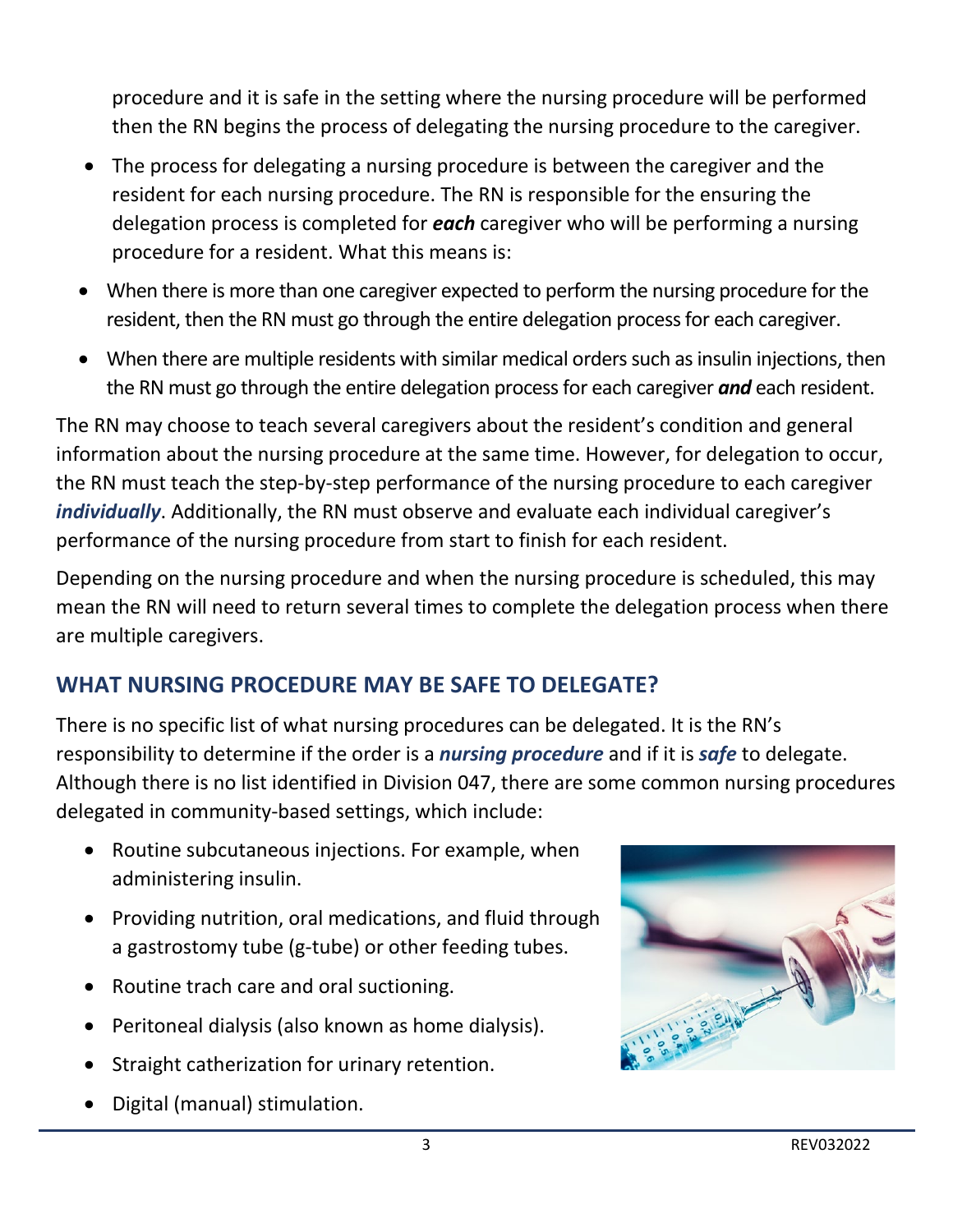procedure and it is safe in the setting where the nursing procedure will be performed then the RN begins the process of delegating the nursing procedure to the caregiver.

- The process for delegating a nursing procedure is between the caregiver and the resident for each nursing procedure. The RN is responsible for the ensuring the delegation process is completed for ***each*** caregiver who will be performing a nursing procedure for a resident. What this means is:
- When there is more than one caregiver expected to perform the nursing procedure for the resident, then the RN must go through the entire delegation process for each caregiver.
- When there are multiple residents with similar medical orders such as insulin injections, then the RN must go through the entire delegation process for each caregiver ***and*** each resident.

The RN may choose to teach several caregivers about the resident's condition and general information about the nursing procedure at the same time. However, for delegation to occur, the RN must teach the step-by-step performance of the nursing procedure to each caregiver ***individually***. Additionally, the RN must observe and evaluate each individual caregiver's performance of the nursing procedure from start to finish for each resident.

Depending on the nursing procedure and when the nursing procedure is scheduled, this may mean the RN will need to return several times to complete the delegation process when there are multiple caregivers.

## WHAT NURSING PROCEDURE MAY BE SAFE TO DELEGATE?

There is no specific list of what nursing procedures can be delegated. It is the RN's responsibility to determine if the order is a ***nursing procedure*** and if it is ***safe*** to delegate. Although there is no list identified in Division 047, there are some common nursing procedures delegated in community-based settings, which include:

- Routine subcutaneous injections. For example, when administering insulin.
- Providing nutrition, oral medications, and fluid through a gastrostomy tube (g-tube) or other feeding tubes.
- Routine trach care and oral suctioning.
- Peritoneal dialysis (also known as home dialysis).
- Straight catherization for urinary retention.
- Digital (manual) stimulation.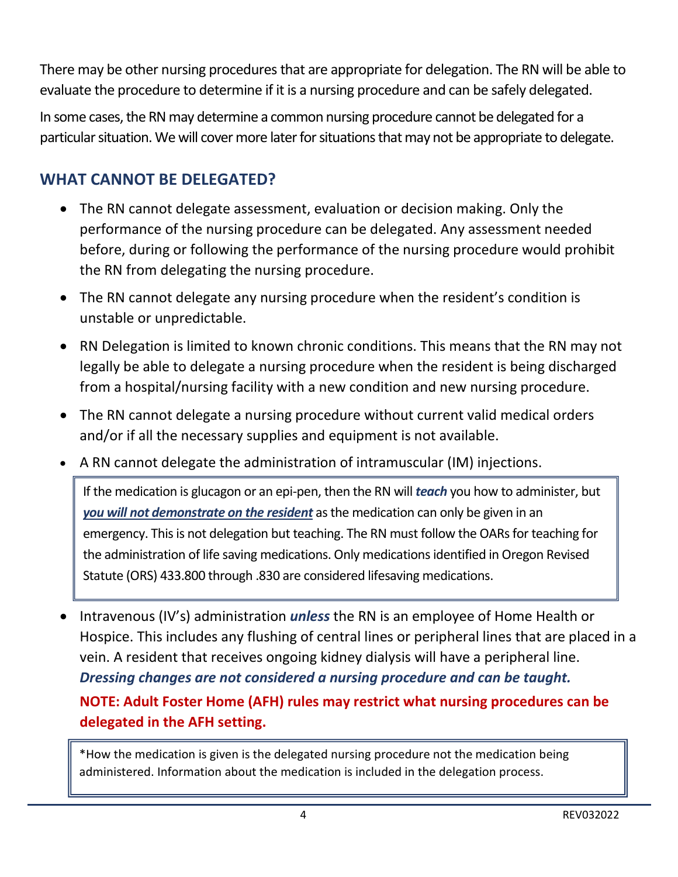There may be other nursing procedures that are appropriate for delegation. The RN will be able to evaluate the procedure to determine if it is a nursing procedure and can be safely delegated.

In some cases, the RN may determine a common nursing procedure cannot be delegated for a particular situation. We will cover more later for situations that may not be appropriate to delegate.

## WHAT CANNOT BE DELEGATED?

- The RN cannot delegate assessment, evaluation or decision making. Only the performance of the nursing procedure can be delegated. Any assessment needed before, during or following the performance of the nursing procedure would prohibit the RN from delegating the nursing procedure.
- The RN cannot delegate any nursing procedure when the resident's condition is unstable or unpredictable.
- RN Delegation is limited to known chronic conditions. This means that the RN may not legally be able to delegate a nursing procedure when the resident is being discharged from a hospital/nursing facility with a new condition and new nursing procedure.
- The RN cannot delegate a nursing procedure without current valid medical orders and/or if all the necessary supplies and equipment is not available.
- A RN cannot delegate the administration of intramuscular (IM) injections.

> If the medication is glucagon or an epi-pen, then the RN will ***teach*** you how to administer, but ***you will not demonstrate on the resident*** as the medication can only be given in an emergency. This is not delegation but teaching. The RN must follow the OARs for teaching for the administration of life saving medications. Only medications identified in Oregon Revised Statute (ORS) 433.800 through .830 are considered lifesaving medications.

- Intravenous (IV's) administration ***unless*** the RN is an employee of Home Health or Hospice. This includes any flushing of central lines or peripheral lines that are placed in a vein. A resident that receives ongoing kidney dialysis will have a peripheral line. ***Dressing changes are not considered a nursing procedure and can be taught.***

  **NOTE: Adult Foster Home (AFH) rules may restrict what nursing procedures can be delegated in the AFH setting.**

> *How the medication is given is the delegated nursing procedure not the medication being administered. Information about the medication is included in the delegation process.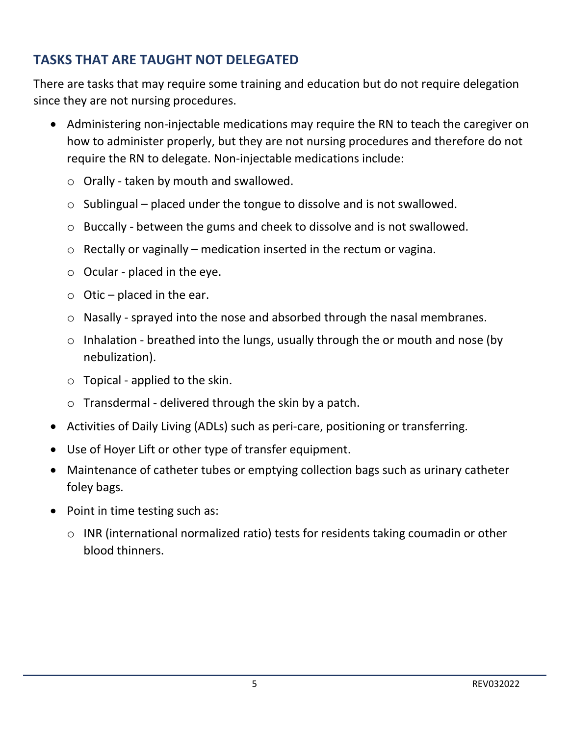## TASKS THAT ARE TAUGHT NOT DELEGATED

There are tasks that may require some training and education but do not require delegation since they are not nursing procedures.

- Administering non-injectable medications may require the RN to teach the caregiver on how to administer properly, but they are not nursing procedures and therefore do not require the RN to delegate. Non-injectable medications include:
  - Orally - taken by mouth and swallowed.
  - Sublingual – placed under the tongue to dissolve and is not swallowed.
  - Buccally - between the gums and cheek to dissolve and is not swallowed.
  - Rectally or vaginally – medication inserted in the rectum or vagina.
  - Ocular - placed in the eye.
  - Otic – placed in the ear.
  - Nasally - sprayed into the nose and absorbed through the nasal membranes.
  - Inhalation - breathed into the lungs, usually through the or mouth and nose (by nebulization).
  - Topical - applied to the skin.
  - Transdermal - delivered through the skin by a patch.
- Activities of Daily Living (ADLs) such as peri-care, positioning or transferring.
- Use of Hoyer Lift or other type of transfer equipment.
- Maintenance of catheter tubes or emptying collection bags such as urinary catheter foley bags.
- Point in time testing such as:
  - INR (international normalized ratio) tests for residents taking coumadin or other blood thinners.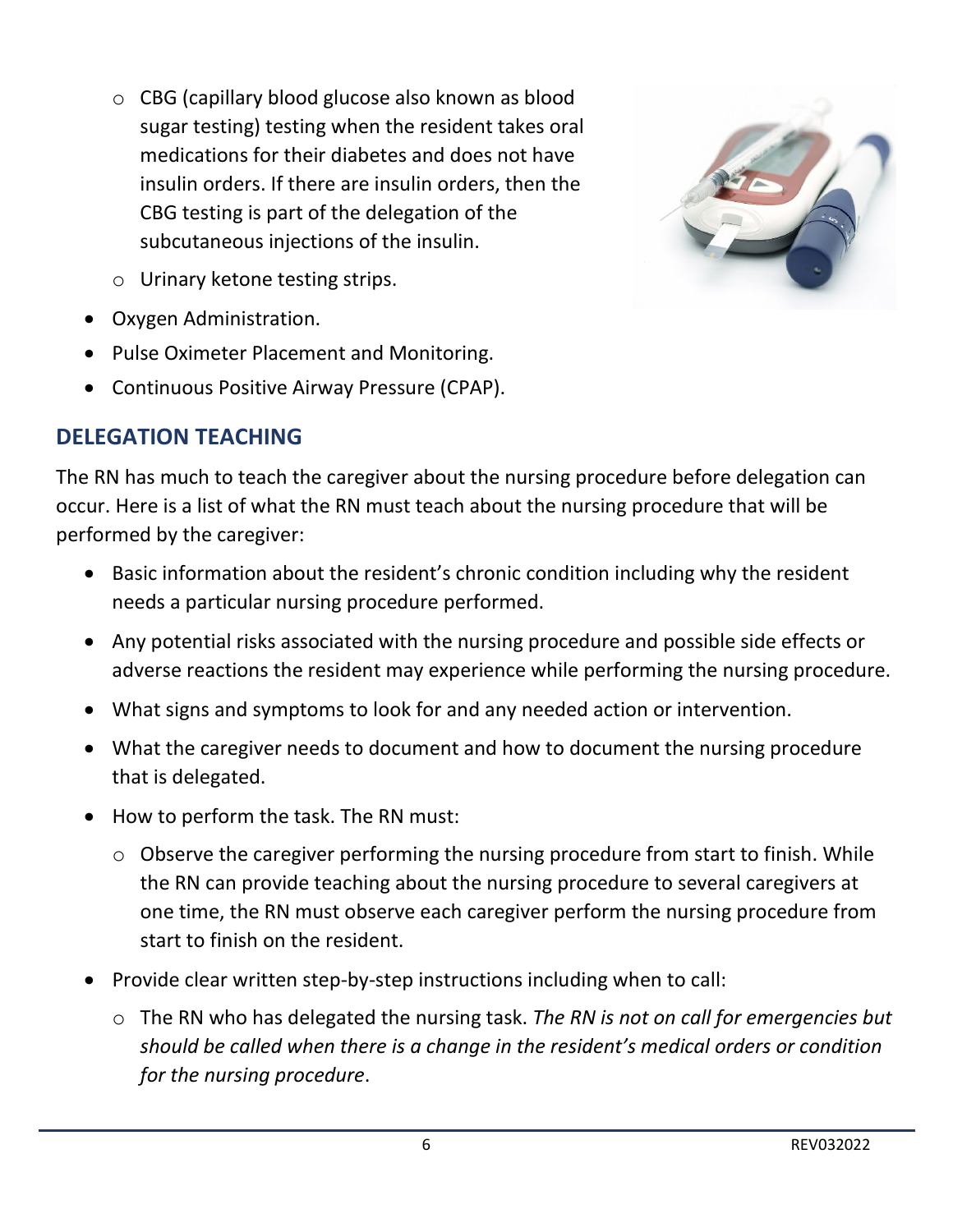- CBG (capillary blood glucose also known as blood sugar testing) testing when the resident takes oral medications for their diabetes and does not have insulin orders. If there are insulin orders, then the CBG testing is part of the delegation of the subcutaneous injections of the insulin.
- Urinary ketone testing strips.

- Oxygen Administration.
- Pulse Oximeter Placement and Monitoring.
- Continuous Positive Airway Pressure (CPAP).

## DELEGATION TEACHING

The RN has much to teach the caregiver about the nursing procedure before delegation can occur. Here is a list of what the RN must teach about the nursing procedure that will be performed by the caregiver:

- Basic information about the resident's chronic condition including why the resident needs a particular nursing procedure performed.
- Any potential risks associated with the nursing procedure and possible side effects or adverse reactions the resident may experience while performing the nursing procedure.
- What signs and symptoms to look for and any needed action or intervention.
- What the caregiver needs to document and how to document the nursing procedure that is delegated.
- How to perform the task. The RN must:
  - Observe the caregiver performing the nursing procedure from start to finish. While the RN can provide teaching about the nursing procedure to several caregivers at one time, the RN must observe each caregiver perform the nursing procedure from start to finish on the resident.
- Provide clear written step-by-step instructions including when to call:
  - The RN who has delegated the nursing task. *The RN is not on call for emergencies but should be called when there is a change in the resident's medical orders or condition for the nursing procedure*.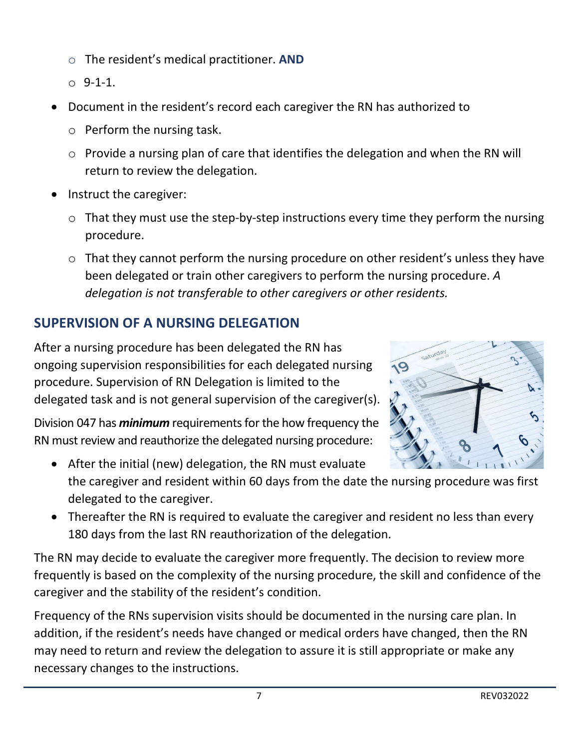- The resident's medical practitioner. **AND**
  - 9-1-1.
- Document in the resident's record each caregiver the RN has authorized to
  - Perform the nursing task.
  - Provide a nursing plan of care that identifies the delegation and when the RN will return to review the delegation.
- Instruct the caregiver:
  - That they must use the step-by-step instructions every time they perform the nursing procedure.
  - That they cannot perform the nursing procedure on other resident's unless they have been delegated or train other caregivers to perform the nursing procedure. *A delegation is not transferable to other caregivers or other residents.*

## SUPERVISION OF A NURSING DELEGATION

After a nursing procedure has been delegated the RN has ongoing supervision responsibilities for each delegated nursing procedure. Supervision of RN Delegation is limited to the delegated task and is not general supervision of the caregiver(s).

Division 047 has ***minimum*** requirements for the how frequency the RN must review and reauthorize the delegated nursing procedure:

- After the initial (new) delegation, the RN must evaluate the caregiver and resident within 60 days from the date the nursing procedure was first delegated to the caregiver.
- Thereafter the RN is required to evaluate the caregiver and resident no less than every 180 days from the last RN reauthorization of the delegation.

The RN may decide to evaluate the caregiver more frequently. The decision to review more frequently is based on the complexity of the nursing procedure, the skill and confidence of the caregiver and the stability of the resident's condition.

Frequency of the RNs supervision visits should be documented in the nursing care plan. In addition, if the resident's needs have changed or medical orders have changed, then the RN may need to return and review the delegation to assure it is still appropriate or make any necessary changes to the instructions.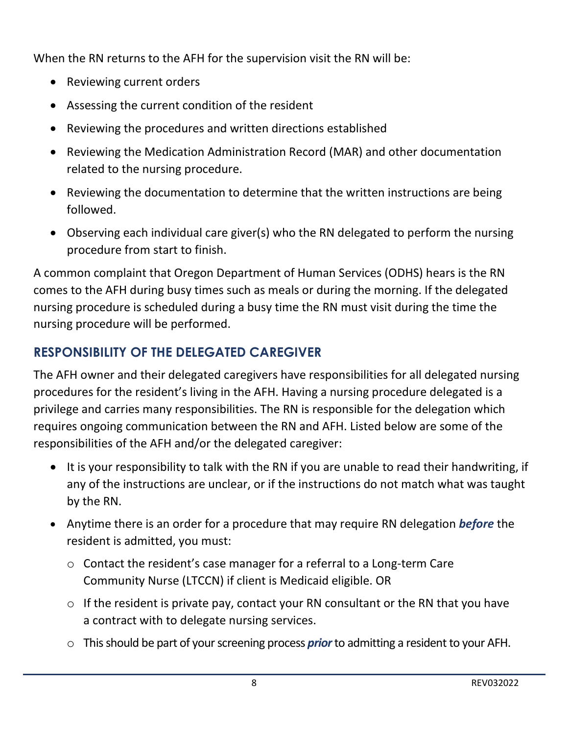When the RN returns to the AFH for the supervision visit the RN will be:

- Reviewing current orders
- Assessing the current condition of the resident
- Reviewing the procedures and written directions established
- Reviewing the Medication Administration Record (MAR) and other documentation related to the nursing procedure.
- Reviewing the documentation to determine that the written instructions are being followed.
- Observing each individual care giver(s) who the RN delegated to perform the nursing procedure from start to finish.

A common complaint that Oregon Department of Human Services (ODHS) hears is the RN comes to the AFH during busy times such as meals or during the morning. If the delegated nursing procedure is scheduled during a busy time the RN must visit during the time the nursing procedure will be performed.

## RESPONSIBILITY OF THE DELEGATED CAREGIVER

The AFH owner and their delegated caregivers have responsibilities for all delegated nursing procedures for the resident's living in the AFH. Having a nursing procedure delegated is a privilege and carries many responsibilities. The RN is responsible for the delegation which requires ongoing communication between the RN and AFH. Listed below are some of the responsibilities of the AFH and/or the delegated caregiver:

- It is your responsibility to talk with the RN if you are unable to read their handwriting, if any of the instructions are unclear, or if the instructions do not match what was taught by the RN.
- Anytime there is an order for a procedure that may require RN delegation ***before*** the resident is admitted, you must:
  - Contact the resident's case manager for a referral to a Long-term Care Community Nurse (LTCCN) if client is Medicaid eligible. OR
  - If the resident is private pay, contact your RN consultant or the RN that you have a contract with to delegate nursing services.
  - This should be part of your screening process ***prior*** to admitting a resident to your AFH.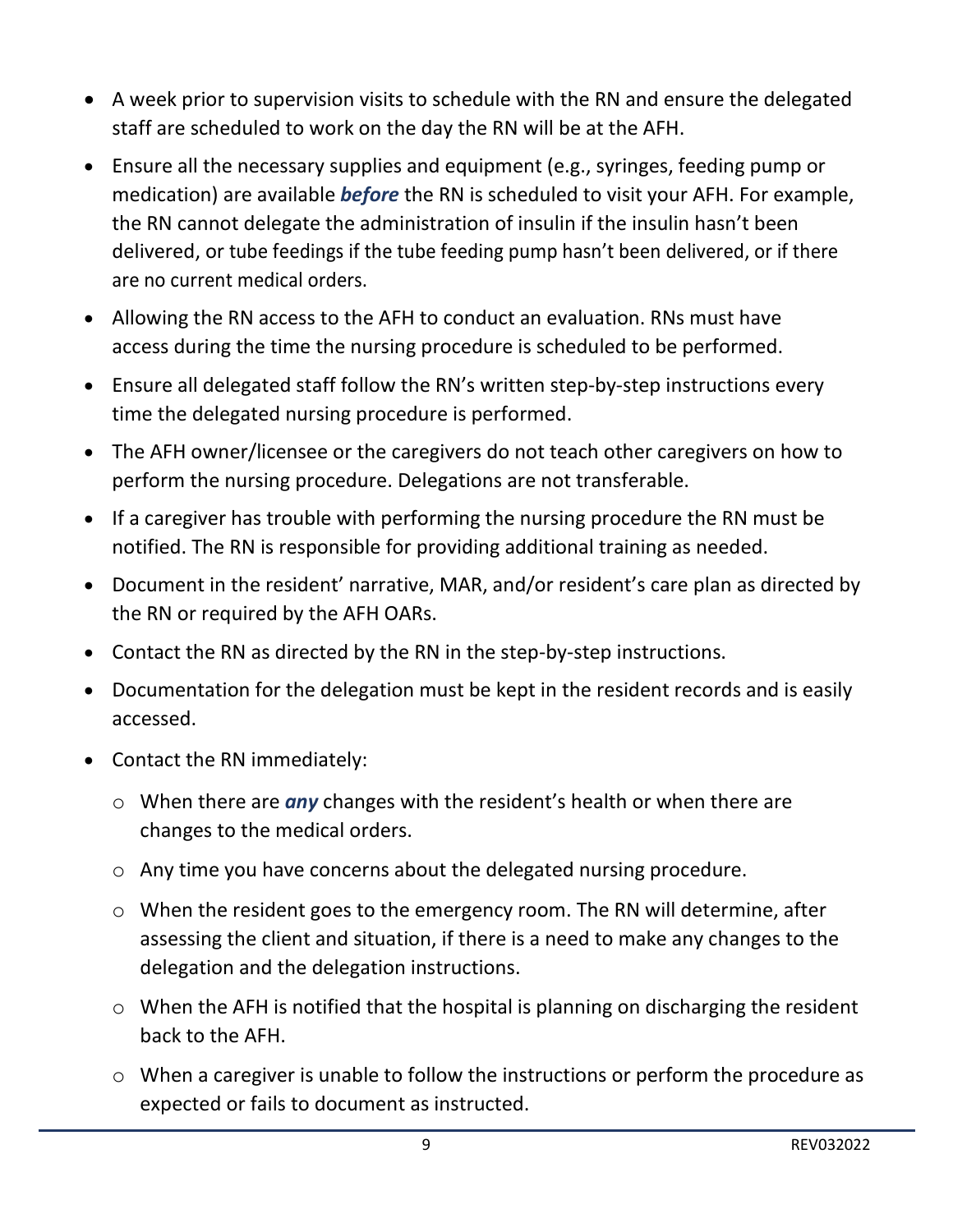- A week prior to supervision visits to schedule with the RN and ensure the delegated staff are scheduled to work on the day the RN will be at the AFH.
- Ensure all the necessary supplies and equipment (e.g., syringes, feeding pump or medication) are available ***before*** the RN is scheduled to visit your AFH. For example, the RN cannot delegate the administration of insulin if the insulin hasn't been delivered, or tube feedings if the tube feeding pump hasn't been delivered, or if there are no current medical orders.
- Allowing the RN access to the AFH to conduct an evaluation. RNs must have access during the time the nursing procedure is scheduled to be performed.
- Ensure all delegated staff follow the RN's written step-by-step instructions every time the delegated nursing procedure is performed.
- The AFH owner/licensee or the caregivers do not teach other caregivers on how to perform the nursing procedure. Delegations are not transferable.
- If a caregiver has trouble with performing the nursing procedure the RN must be notified. The RN is responsible for providing additional training as needed.
- Document in the resident' narrative, MAR, and/or resident's care plan as directed by the RN or required by the AFH OARs.
- Contact the RN as directed by the RN in the step-by-step instructions.
- Documentation for the delegation must be kept in the resident records and is easily accessed.
- Contact the RN immediately:
  - When there are ***any*** changes with the resident's health or when there are changes to the medical orders.
  - Any time you have concerns about the delegated nursing procedure.
  - When the resident goes to the emergency room. The RN will determine, after assessing the client and situation, if there is a need to make any changes to the delegation and the delegation instructions.
  - When the AFH is notified that the hospital is planning on discharging the resident back to the AFH.
  - When a caregiver is unable to follow the instructions or perform the procedure as expected or fails to document as instructed.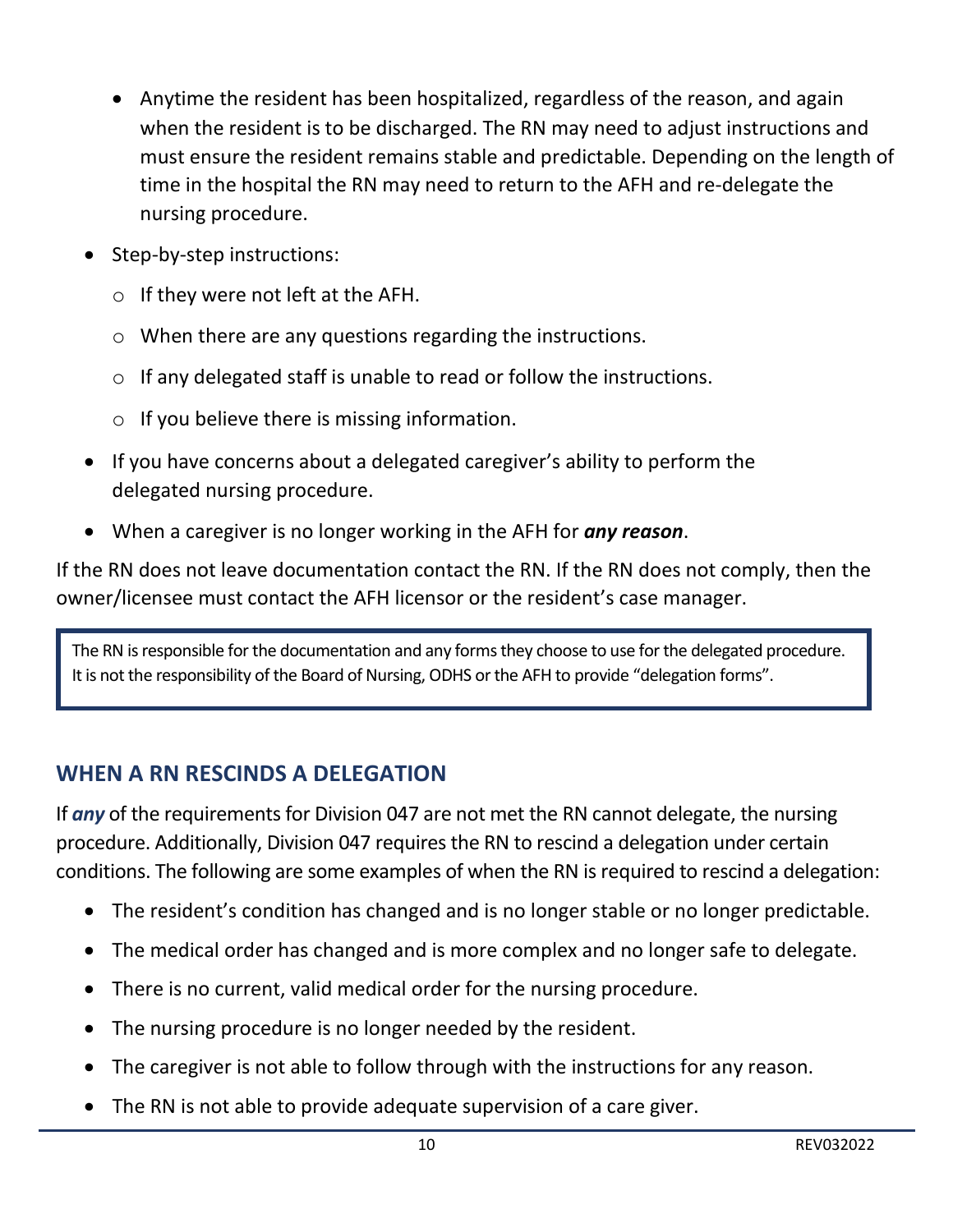- Anytime the resident has been hospitalized, regardless of the reason, and again when the resident is to be discharged. The RN may need to adjust instructions and must ensure the resident remains stable and predictable. Depending on the length of time in the hospital the RN may need to return to the AFH and re-delegate the nursing procedure.
- Step-by-step instructions:
  - If they were not left at the AFH.
  - When there are any questions regarding the instructions.
  - If any delegated staff is unable to read or follow the instructions.
  - If you believe there is missing information.
- If you have concerns about a delegated caregiver's ability to perform the delegated nursing procedure.
- When a caregiver is no longer working in the AFH for ***any reason***.

If the RN does not leave documentation contact the RN. If the RN does not comply, then the owner/licensee must contact the AFH licensor or the resident's case manager.

> The RN is responsible for the documentation and any forms they choose to use for the delegated procedure. It is not the responsibility of the Board of Nursing, ODHS or the AFH to provide "delegation forms".

## WHEN A RN RESCINDS A DELEGATION

If ***any*** of the requirements for Division 047 are not met the RN cannot delegate, the nursing procedure. Additionally, Division 047 requires the RN to rescind a delegation under certain conditions. The following are some examples of when the RN is required to rescind a delegation:

- The resident's condition has changed and is no longer stable or no longer predictable.
- The medical order has changed and is more complex and no longer safe to delegate.
- There is no current, valid medical order for the nursing procedure.
- The nursing procedure is no longer needed by the resident.
- The caregiver is not able to follow through with the instructions for any reason.
- The RN is not able to provide adequate supervision of a care giver.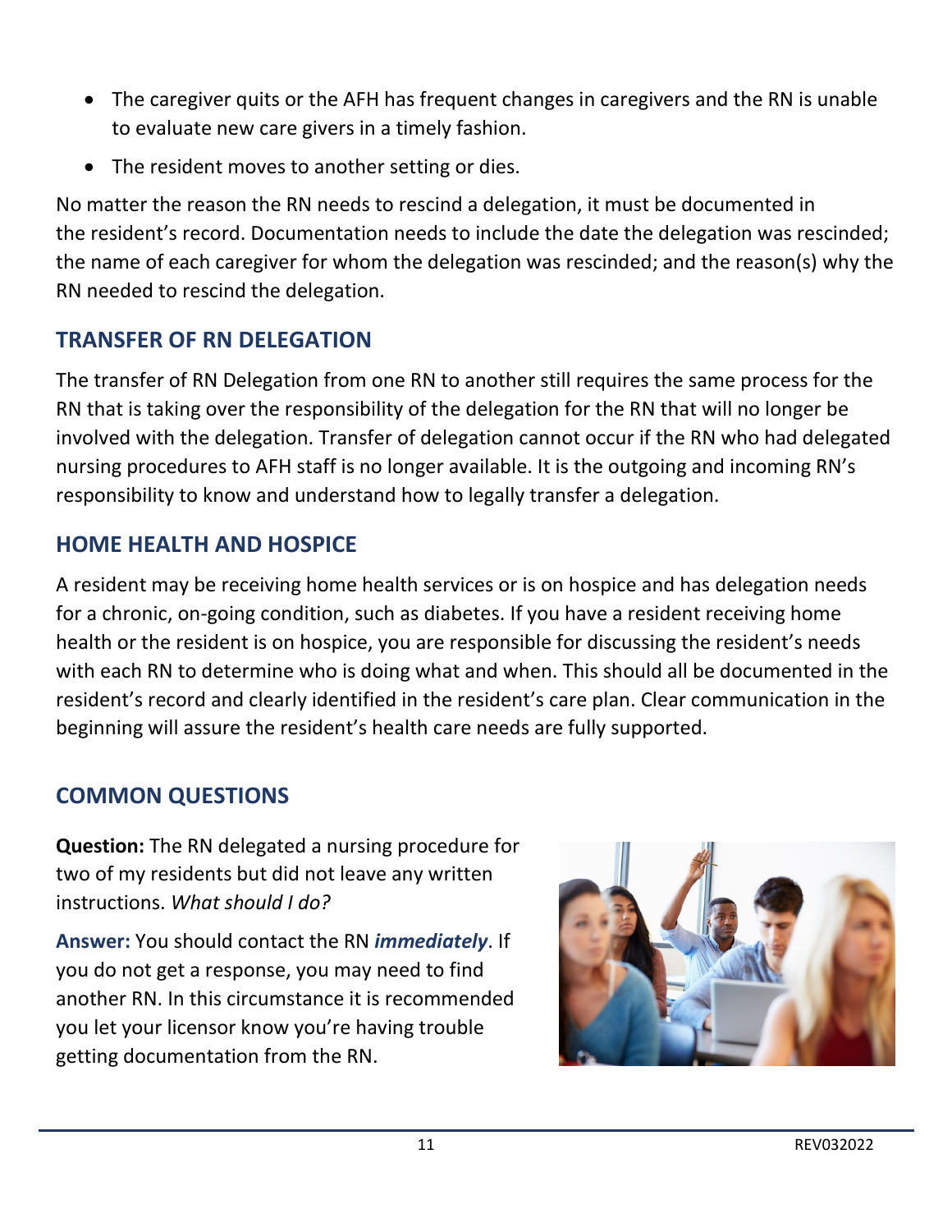- The caregiver quits or the AFH has frequent changes in caregivers and the RN is unable to evaluate new care givers in a timely fashion.
- The resident moves to another setting or dies.

No matter the reason the RN needs to rescind a delegation, it must be documented in the resident's record. Documentation needs to include the date the delegation was rescinded; the name of each caregiver for whom the delegation was rescinded; and the reason(s) why the RN needed to rescind the delegation.

## TRANSFER OF RN DELEGATION

The transfer of RN Delegation from one RN to another still requires the same process for the RN that is taking over the responsibility of the delegation for the RN that will no longer be involved with the delegation. Transfer of delegation cannot occur if the RN who had delegated nursing procedures to AFH staff is no longer available. It is the outgoing and incoming RN's responsibility to know and understand how to legally transfer a delegation.

## HOME HEALTH AND HOSPICE

A resident may be receiving home health services or is on hospice and has delegation needs for a chronic, on-going condition, such as diabetes. If you have a resident receiving home health or the resident is on hospice, you are responsible for discussing the resident's needs with each RN to determine who is doing what and when. This should all be documented in the resident's record and clearly identified in the resident's care plan. Clear communication in the beginning will assure the resident's health care needs are fully supported.

## COMMON QUESTIONS

**Question:** The RN delegated a nursing procedure for two of my residents but did not leave any written instructions. *What should I do?*

**Answer:** You should contact the RN ***immediately***. If you do not get a response, you may need to find another RN. In this circumstance it is recommended you let your licensor know you're having trouble getting documentation from the RN.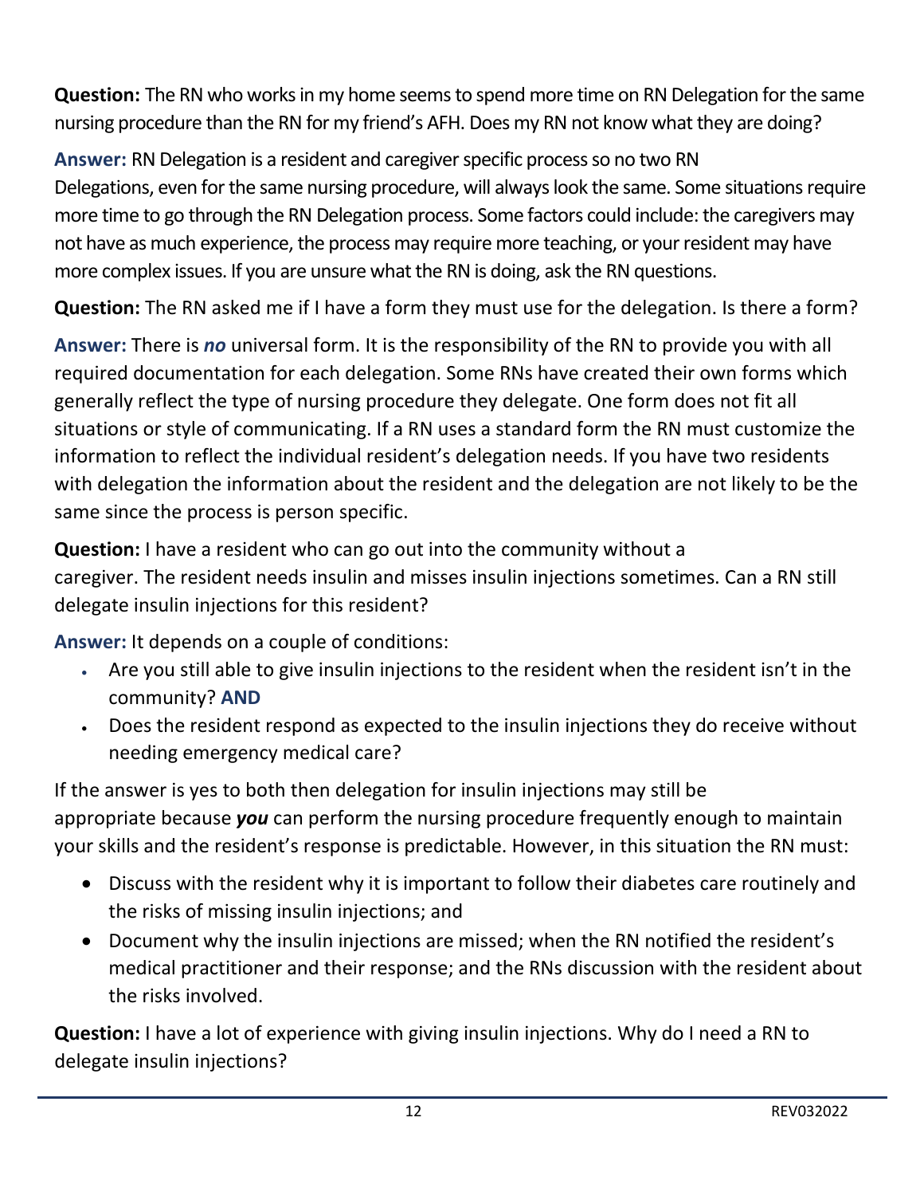**Question:** The RN who works in my home seems to spend more time on RN Delegation for the same nursing procedure than the RN for my friend's AFH. Does my RN not know what they are doing?

**Answer:** RN Delegation is a resident and caregiver specific process so no two RN Delegations, even for the same nursing procedure, will always look the same. Some situations require more time to go through the RN Delegation process. Some factors could include: the caregivers may not have as much experience, the process may require more teaching, or your resident may have more complex issues. If you are unsure what the RN is doing, ask the RN questions.

**Question:** The RN asked me if I have a form they must use for the delegation. Is there a form?

**Answer:** There is ***no*** universal form. It is the responsibility of the RN to provide you with all required documentation for each delegation. Some RNs have created their own forms which generally reflect the type of nursing procedure they delegate. One form does not fit all situations or style of communicating. If a RN uses a standard form the RN must customize the information to reflect the individual resident's delegation needs. If you have two residents with delegation the information about the resident and the delegation are not likely to be the same since the process is person specific.

**Question:** I have a resident who can go out into the community without a caregiver. The resident needs insulin and misses insulin injections sometimes. Can a RN still delegate insulin injections for this resident?

**Answer:** It depends on a couple of conditions:

- Are you still able to give insulin injections to the resident when the resident isn't in the community? **AND**
- Does the resident respond as expected to the insulin injections they do receive without needing emergency medical care?

If the answer is yes to both then delegation for insulin injections may still be appropriate because ***you*** can perform the nursing procedure frequently enough to maintain your skills and the resident's response is predictable. However, in this situation the RN must:

- Discuss with the resident why it is important to follow their diabetes care routinely and the risks of missing insulin injections; and
- Document why the insulin injections are missed; when the RN notified the resident's medical practitioner and their response; and the RNs discussion with the resident about the risks involved.

**Question:** I have a lot of experience with giving insulin injections. Why do I need a RN to delegate insulin injections?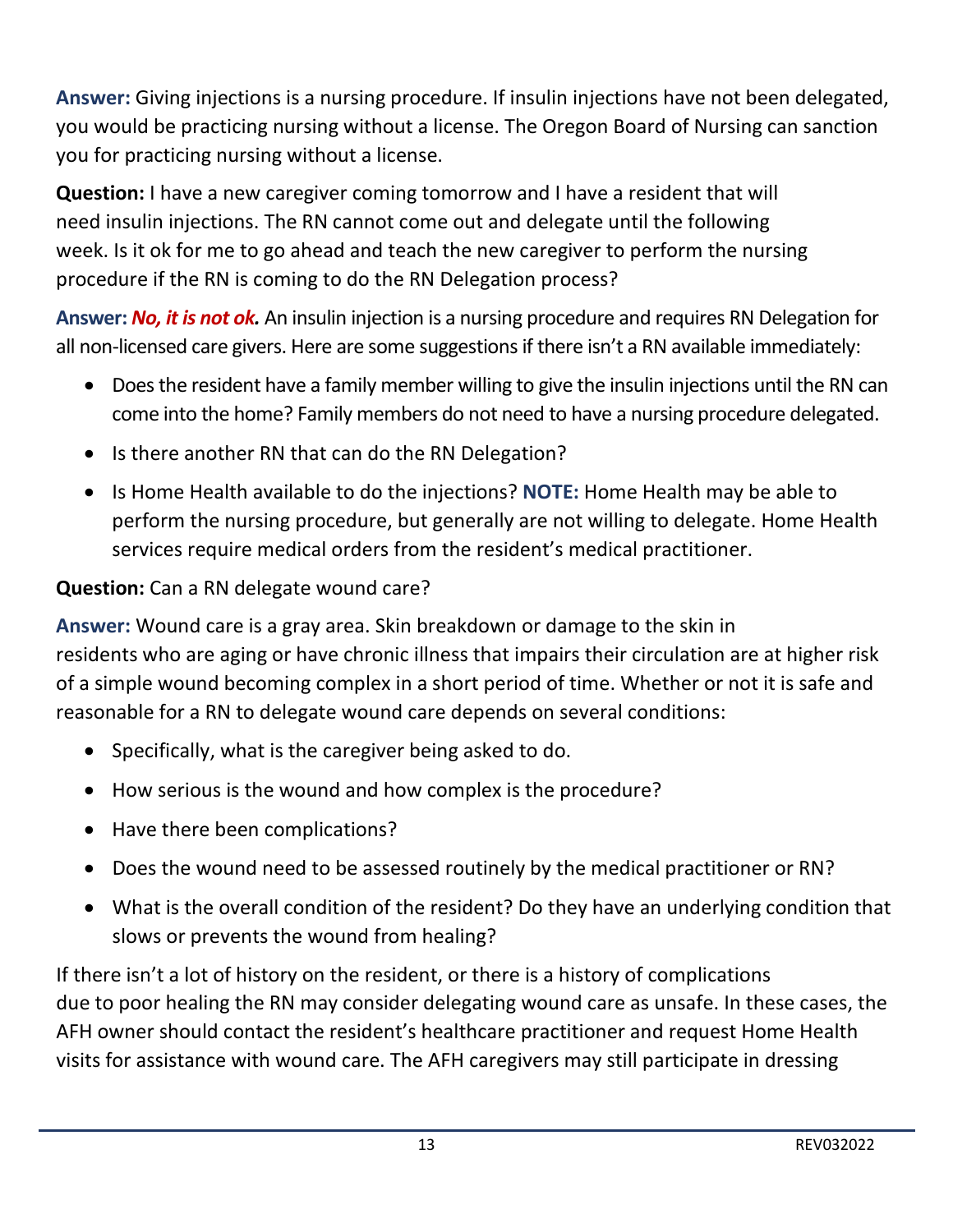**Answer:** Giving injections is a nursing procedure. If insulin injections have not been delegated, you would be practicing nursing without a license. The Oregon Board of Nursing can sanction you for practicing nursing without a license.

**Question:** I have a new caregiver coming tomorrow and I have a resident that will need insulin injections. The RN cannot come out and delegate until the following week. Is it ok for me to go ahead and teach the new caregiver to perform the nursing procedure if the RN is coming to do the RN Delegation process?

**Answer:** ***No, it is not ok.*** An insulin injection is a nursing procedure and requires RN Delegation for all non-licensed care givers. Here are some suggestions if there isn't a RN available immediately:

- Does the resident have a family member willing to give the insulin injections until the RN can come into the home? Family members do not need to have a nursing procedure delegated.
- Is there another RN that can do the RN Delegation?
- Is Home Health available to do the injections? **NOTE:** Home Health may be able to perform the nursing procedure, but generally are not willing to delegate. Home Health services require medical orders from the resident's medical practitioner.

**Question:** Can a RN delegate wound care?

**Answer:** Wound care is a gray area. Skin breakdown or damage to the skin in residents who are aging or have chronic illness that impairs their circulation are at higher risk of a simple wound becoming complex in a short period of time. Whether or not it is safe and reasonable for a RN to delegate wound care depends on several conditions:

- Specifically, what is the caregiver being asked to do.
- How serious is the wound and how complex is the procedure?
- Have there been complications?
- Does the wound need to be assessed routinely by the medical practitioner or RN?
- What is the overall condition of the resident? Do they have an underlying condition that slows or prevents the wound from healing?

If there isn't a lot of history on the resident, or there is a history of complications due to poor healing the RN may consider delegating wound care as unsafe. In these cases, the AFH owner should contact the resident's healthcare practitioner and request Home Health visits for assistance with wound care. The AFH caregivers may still participate in dressing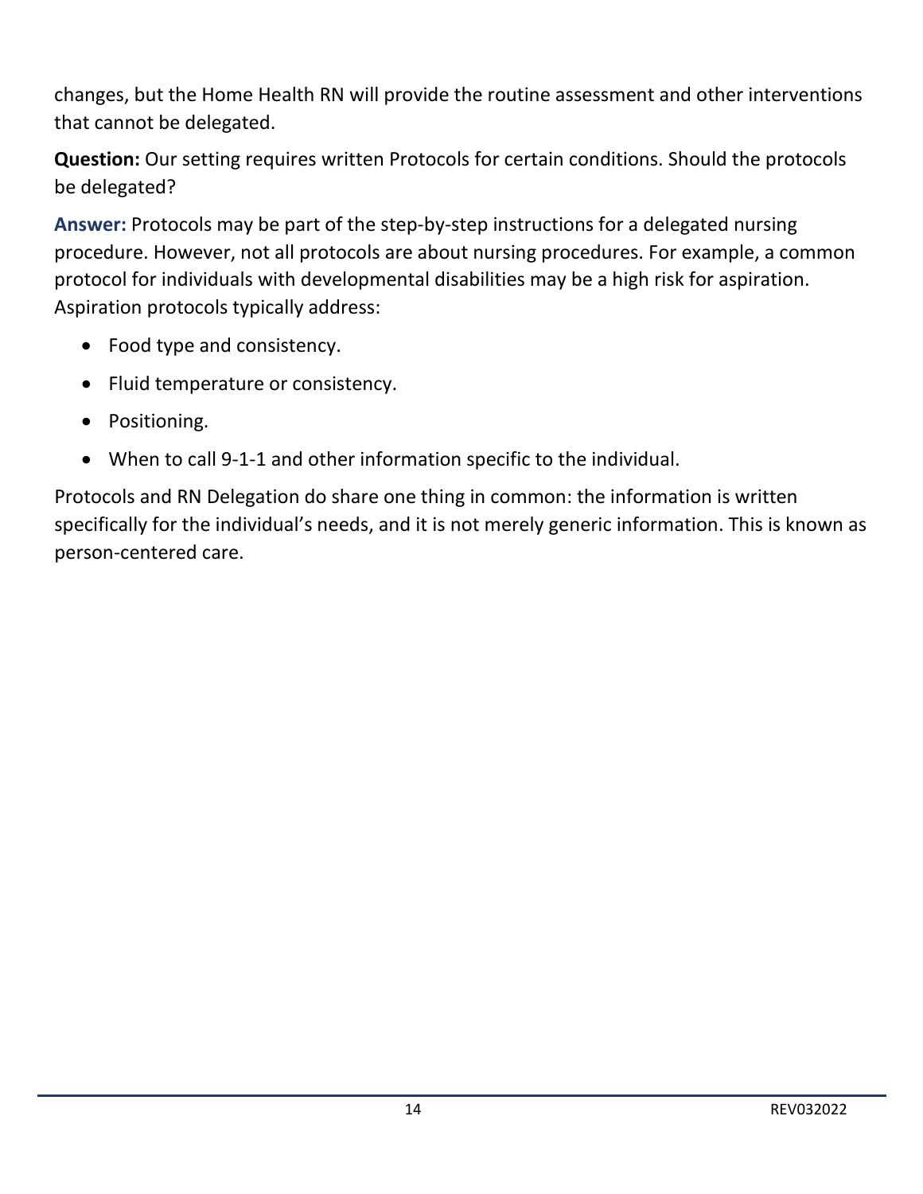changes, but the Home Health RN will provide the routine assessment and other interventions that cannot be delegated.

**Question:** Our setting requires written Protocols for certain conditions. Should the protocols be delegated?

**Answer:** Protocols may be part of the step-by-step instructions for a delegated nursing procedure. However, not all protocols are about nursing procedures. For example, a common protocol for individuals with developmental disabilities may be a high risk for aspiration. Aspiration protocols typically address:

- Food type and consistency.
- Fluid temperature or consistency.
- Positioning.
- When to call 9-1-1 and other information specific to the individual.

Protocols and RN Delegation do share one thing in common: the information is written specifically for the individual's needs, and it is not merely generic information. This is known as person-centered care.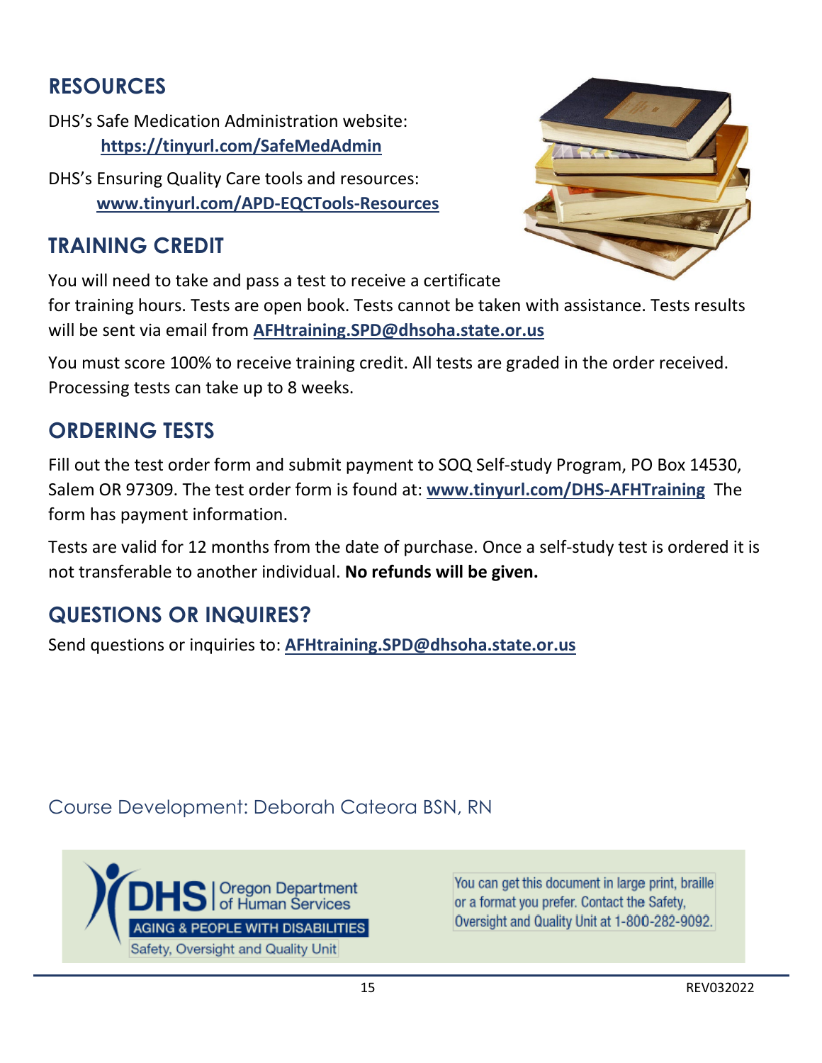## RESOURCES

DHS's Safe Medication Administration website:
**https://tinyurl.com/SafeMedAdmin**

DHS's Ensuring Quality Care tools and resources:
**www.tinyurl.com/APD-EQCTools-Resources**

## TRAINING CREDIT

You will need to take and pass a test to receive a certificate for training hours. Tests are open book. Tests cannot be taken with assistance. Tests results will be sent via email from **AFHtraining.SPD@dhsoha.state.or.us**

You must score 100% to receive training credit. All tests are graded in the order received. Processing tests can take up to 8 weeks.

## ORDERING TESTS

Fill out the test order form and submit payment to SOQ Self-study Program, PO Box 14530, Salem OR 97309. The test order form is found at: **www.tinyurl.com/DHS-AFHTraining** The form has payment information.

Tests are valid for 12 months from the date of purchase. Once a self-study test is ordered it is not transferable to another individual. **No refunds will be given.**

## QUESTIONS OR INQUIRES?

Send questions or inquiries to: **AFHtraining.SPD@dhsoha.state.or.us**

Course Development: Deborah Cateora BSN, RN

DHS | Oregon Department of Human Services
AGING & PEOPLE WITH DISABILITIES
Safety, Oversight and Quality Unit

You can get this document in large print, braille or a format you prefer. Contact the Safety, Oversight and Quality Unit at 1-800-282-9092.

REV032022